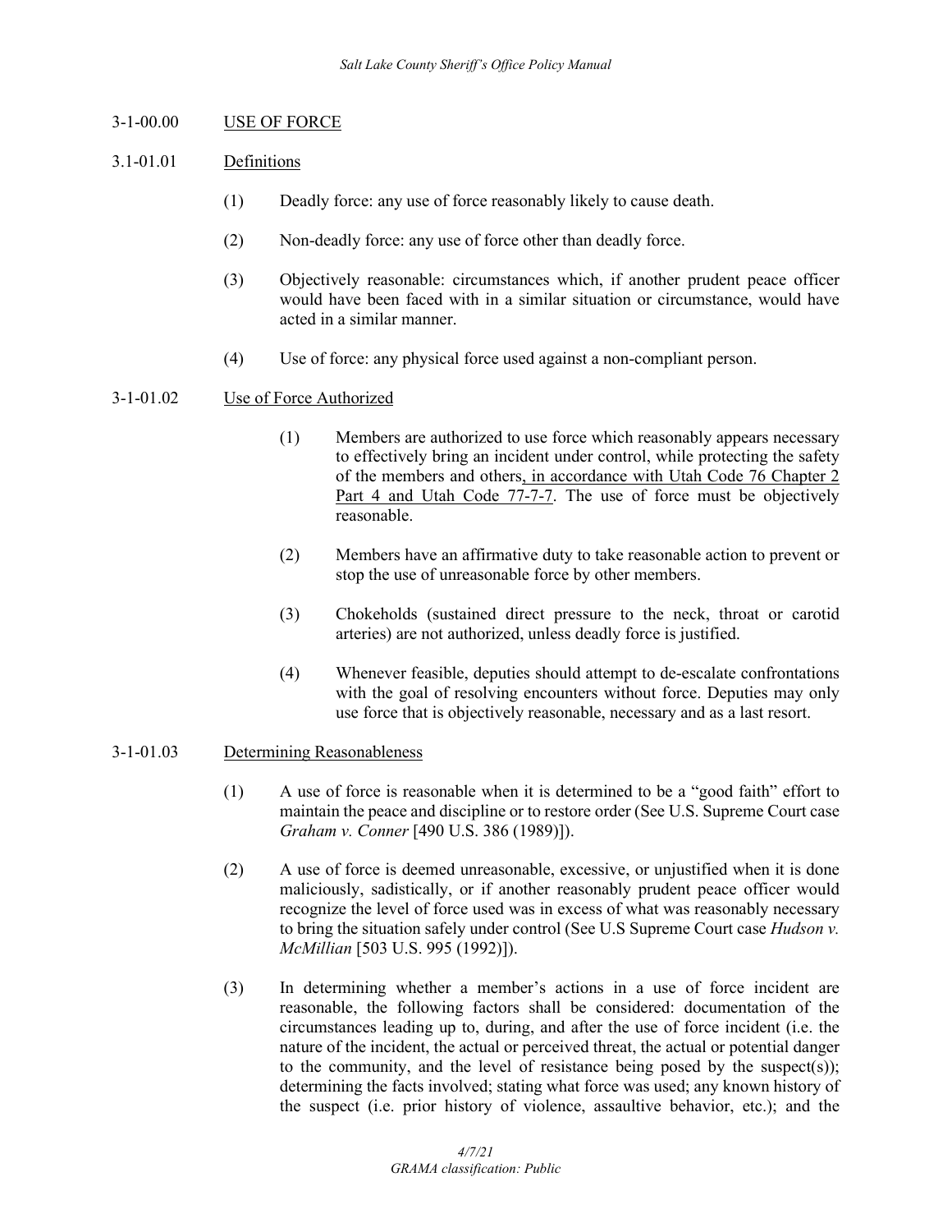## 3-1-00.00 USE OF FORCE

### 3.1-01.01 Definitions

(1) Deadly force: any use of force reasonably likely to cause death.

(2) Non-deadly force: any use of force other than deadly force.

(3) Objectively reasonable: circumstances which, if another prudent peace officer would have been faced with in a similar situation or circumstance, would have acted in a similar manner.

(4) Use of force: any physical force used against a non-compliant person.

### 3-1-01.02 Use of Force Authorized

(1) Members are authorized to use force which reasonably appears necessary to effectively bring an incident under control, while protecting the safety of the members and others, in accordance with Utah Code 76 Chapter 2 Part 4 and Utah Code 77-7-7. The use of force must be objectively reasonable.

(2) Members have an affirmative duty to take reasonable action to prevent or stop the use of unreasonable force by other members.

(3) Chokeholds (sustained direct pressure to the neck, throat or carotid arteries) are not authorized, unless deadly force is justified.

(4) Whenever feasible, deputies should attempt to de-escalate confrontations with the goal of resolving encounters without force. Deputies may only use force that is objectively reasonable, necessary and as a last resort.

### 3-1-01.03 Determining Reasonableness

(1) A use of force is reasonable when it is determined to be a "good faith" effort to maintain the peace and discipline or to restore order (See U.S. Supreme Court case *Graham v. Conner* [490 U.S. 386 (1989)]).

(2) A use of force is deemed unreasonable, excessive, or unjustified when it is done maliciously, sadistically, or if another reasonably prudent peace officer would recognize the level of force used was in excess of what was reasonably necessary to bring the situation safely under control (See U.S Supreme Court case *Hudson v. McMillian* [503 U.S. 995 (1992)]).

(3) In determining whether a member's actions in a use of force incident are reasonable, the following factors shall be considered: documentation of the circumstances leading up to, during, and after the use of force incident (i.e. the nature of the incident, the actual or perceived threat, the actual or potential danger to the community, and the level of resistance being posed by the suspect(s)); determining the facts involved; stating what force was used; any known history of the suspect (i.e. prior history of violence, assaultive behavior, etc.); and the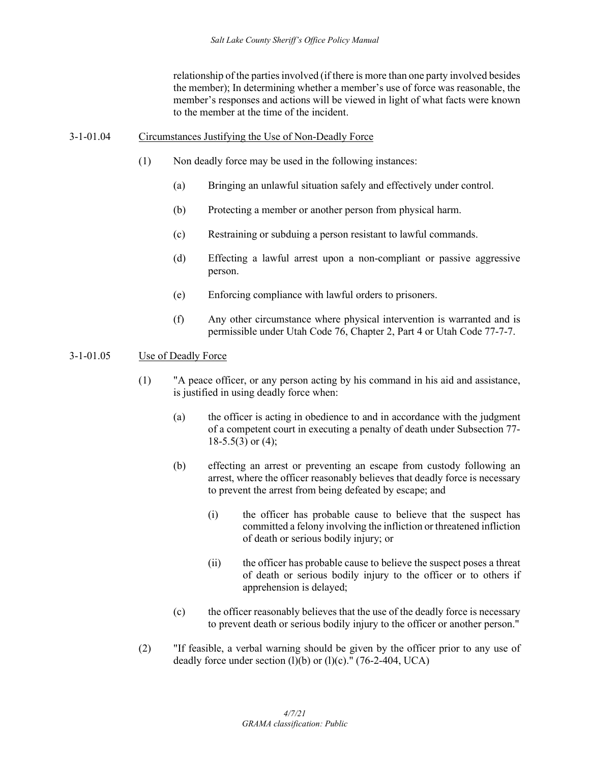relationship of the parties involved (if there is more than one party involved besides the member); In determining whether a member's use of force was reasonable, the member's responses and actions will be viewed in light of what facts were known to the member at the time of the incident.

3-1-01.04 Circumstances Justifying the Use of Non-Deadly Force

(1) Non deadly force may be used in the following instances:

(a) Bringing an unlawful situation safely and effectively under control.

(b) Protecting a member or another person from physical harm.

(c) Restraining or subduing a person resistant to lawful commands.

(d) Effecting a lawful arrest upon a non-compliant or passive aggressive person.

(e) Enforcing compliance with lawful orders to prisoners.

(f) Any other circumstance where physical intervention is warranted and is permissible under Utah Code 76, Chapter 2, Part 4 or Utah Code 77-7-7.

3-1-01.05 Use of Deadly Force

(1) "A peace officer, or any person acting by his command in his aid and assistance, is justified in using deadly force when:

(a) the officer is acting in obedience to and in accordance with the judgment of a competent court in executing a penalty of death under Subsection 77-18-5.5(3) or (4);

(b) effecting an arrest or preventing an escape from custody following an arrest, where the officer reasonably believes that deadly force is necessary to prevent the arrest from being defeated by escape; and

(i) the officer has probable cause to believe that the suspect has committed a felony involving the infliction or threatened infliction of death or serious bodily injury; or

(ii) the officer has probable cause to believe the suspect poses a threat of death or serious bodily injury to the officer or to others if apprehension is delayed;

(c) the officer reasonably believes that the use of the deadly force is necessary to prevent death or serious bodily injury to the officer or another person."

(2) "If feasible, a verbal warning should be given by the officer prior to any use of deadly force under section (l)(b) or (l)(c)." (76-2-404, UCA)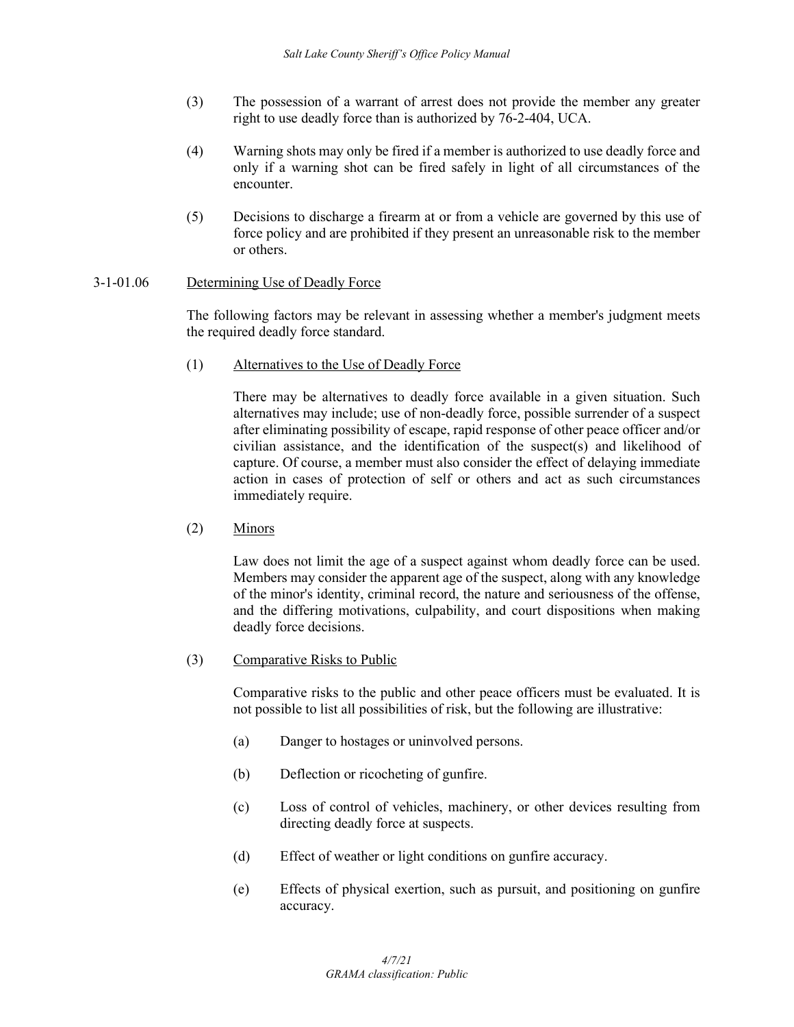(3) The possession of a warrant of arrest does not provide the member any greater right to use deadly force than is authorized by 76-2-404, UCA.

(4) Warning shots may only be fired if a member is authorized to use deadly force and only if a warning shot can be fired safely in light of all circumstances of the encounter.

(5) Decisions to discharge a firearm at or from a vehicle are governed by this use of force policy and are prohibited if they present an unreasonable risk to the member or others.

### 3-1-01.06 Determining Use of Deadly Force

The following factors may be relevant in assessing whether a member's judgment meets the required deadly force standard.

(1) Alternatives to the Use of Deadly Force

There may be alternatives to deadly force available in a given situation. Such alternatives may include; use of non-deadly force, possible surrender of a suspect after eliminating possibility of escape, rapid response of other peace officer and/or civilian assistance, and the identification of the suspect(s) and likelihood of capture. Of course, a member must also consider the effect of delaying immediate action in cases of protection of self or others and act as such circumstances immediately require.

(2) Minors

Law does not limit the age of a suspect against whom deadly force can be used. Members may consider the apparent age of the suspect, along with any knowledge of the minor's identity, criminal record, the nature and seriousness of the offense, and the differing motivations, culpability, and court dispositions when making deadly force decisions.

(3) Comparative Risks to Public

Comparative risks to the public and other peace officers must be evaluated. It is not possible to list all possibilities of risk, but the following are illustrative:

(a) Danger to hostages or uninvolved persons.

(b) Deflection or ricocheting of gunfire.

(c) Loss of control of vehicles, machinery, or other devices resulting from directing deadly force at suspects.

(d) Effect of weather or light conditions on gunfire accuracy.

(e) Effects of physical exertion, such as pursuit, and positioning on gunfire accuracy.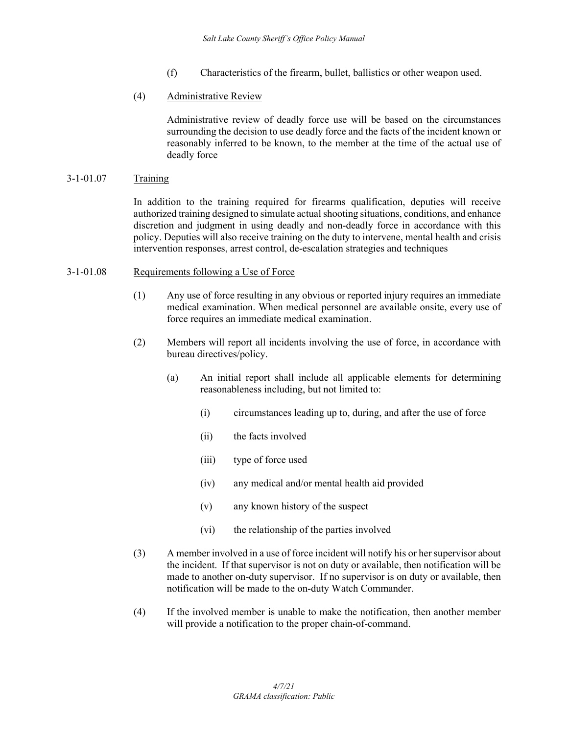(f) Characteristics of the firearm, bullet, ballistics or other weapon used.

(4) Administrative Review

Administrative review of deadly force use will be based on the circumstances surrounding the decision to use deadly force and the facts of the incident known or reasonably inferred to be known, to the member at the time of the actual use of deadly force

3-1-01.07 Training

In addition to the training required for firearms qualification, deputies will receive authorized training designed to simulate actual shooting situations, conditions, and enhance discretion and judgment in using deadly and non-deadly force in accordance with this policy. Deputies will also receive training on the duty to intervene, mental health and crisis intervention responses, arrest control, de-escalation strategies and techniques

3-1-01.08 Requirements following a Use of Force

(1) Any use of force resulting in any obvious or reported injury requires an immediate medical examination. When medical personnel are available onsite, every use of force requires an immediate medical examination.

(2) Members will report all incidents involving the use of force, in accordance with bureau directives/policy.

(a) An initial report shall include all applicable elements for determining reasonableness including, but not limited to:

(i) circumstances leading up to, during, and after the use of force

(ii) the facts involved

(iii) type of force used

(iv) any medical and/or mental health aid provided

(v) any known history of the suspect

(vi) the relationship of the parties involved

(3) A member involved in a use of force incident will notify his or her supervisor about the incident. If that supervisor is not on duty or available, then notification will be made to another on-duty supervisor. If no supervisor is on duty or available, then notification will be made to the on-duty Watch Commander.

(4) If the involved member is unable to make the notification, then another member will provide a notification to the proper chain-of-command.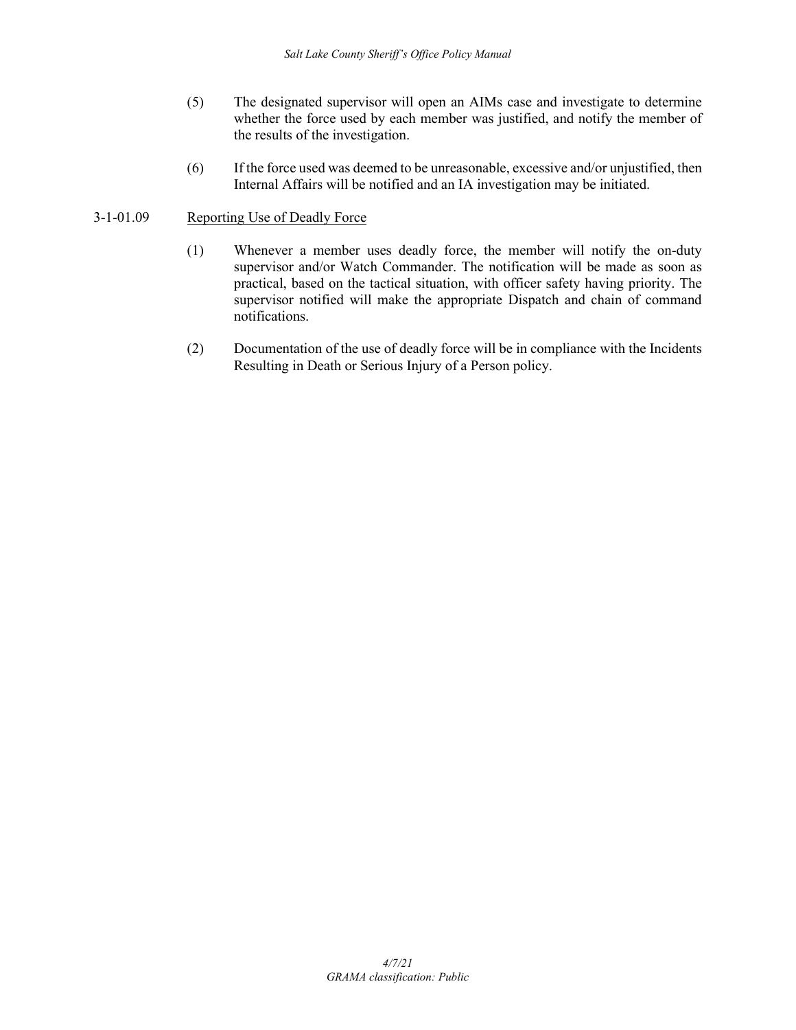(5) The designated supervisor will open an AIMs case and investigate to determine whether the force used by each member was justified, and notify the member of the results of the investigation.

(6) If the force used was deemed to be unreasonable, excessive and/or unjustified, then Internal Affairs will be notified and an IA investigation may be initiated.

3-1-01.09 Reporting Use of Deadly Force

(1) Whenever a member uses deadly force, the member will notify the on-duty supervisor and/or Watch Commander. The notification will be made as soon as practical, based on the tactical situation, with officer safety having priority. The supervisor notified will make the appropriate Dispatch and chain of command notifications.

(2) Documentation of the use of deadly force will be in compliance with the Incidents Resulting in Death or Serious Injury of a Person policy.